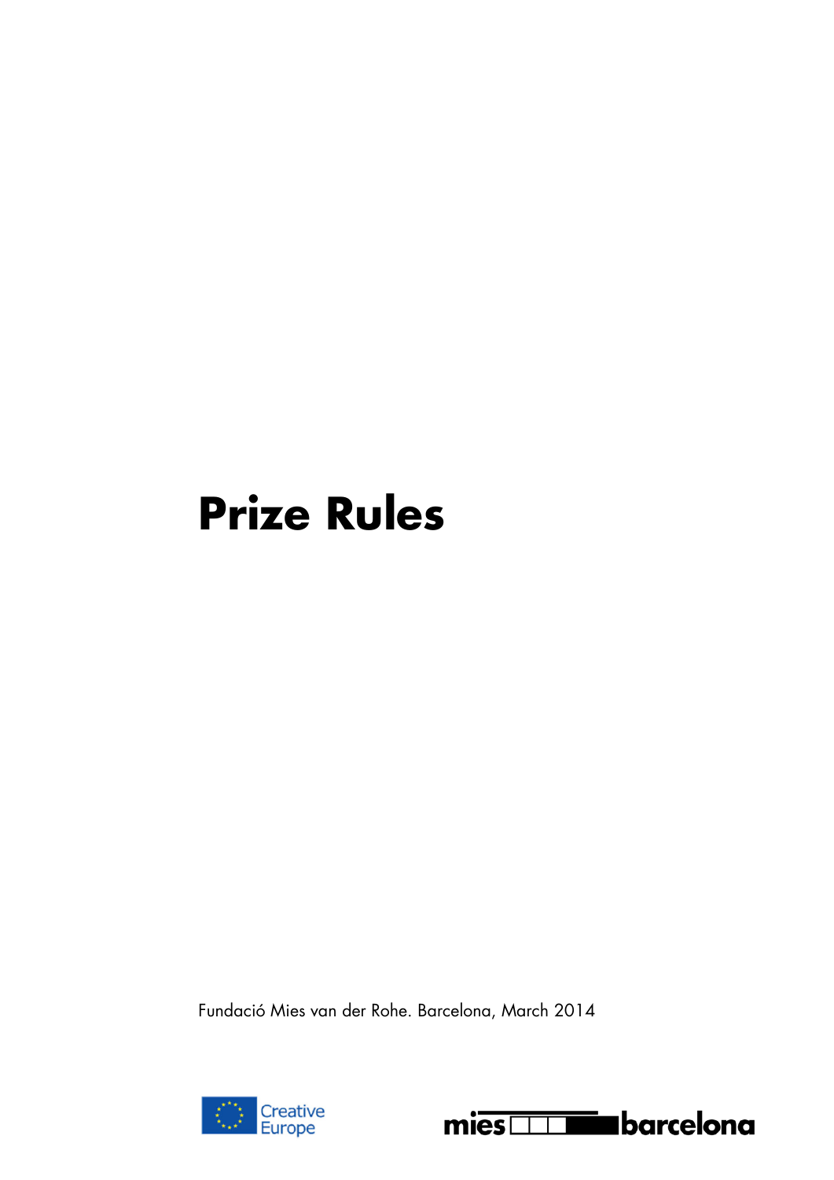# Prize Rules

Fundació Mies van der Rohe. Barcelona, March 2014

Creative Europe

mies barcelona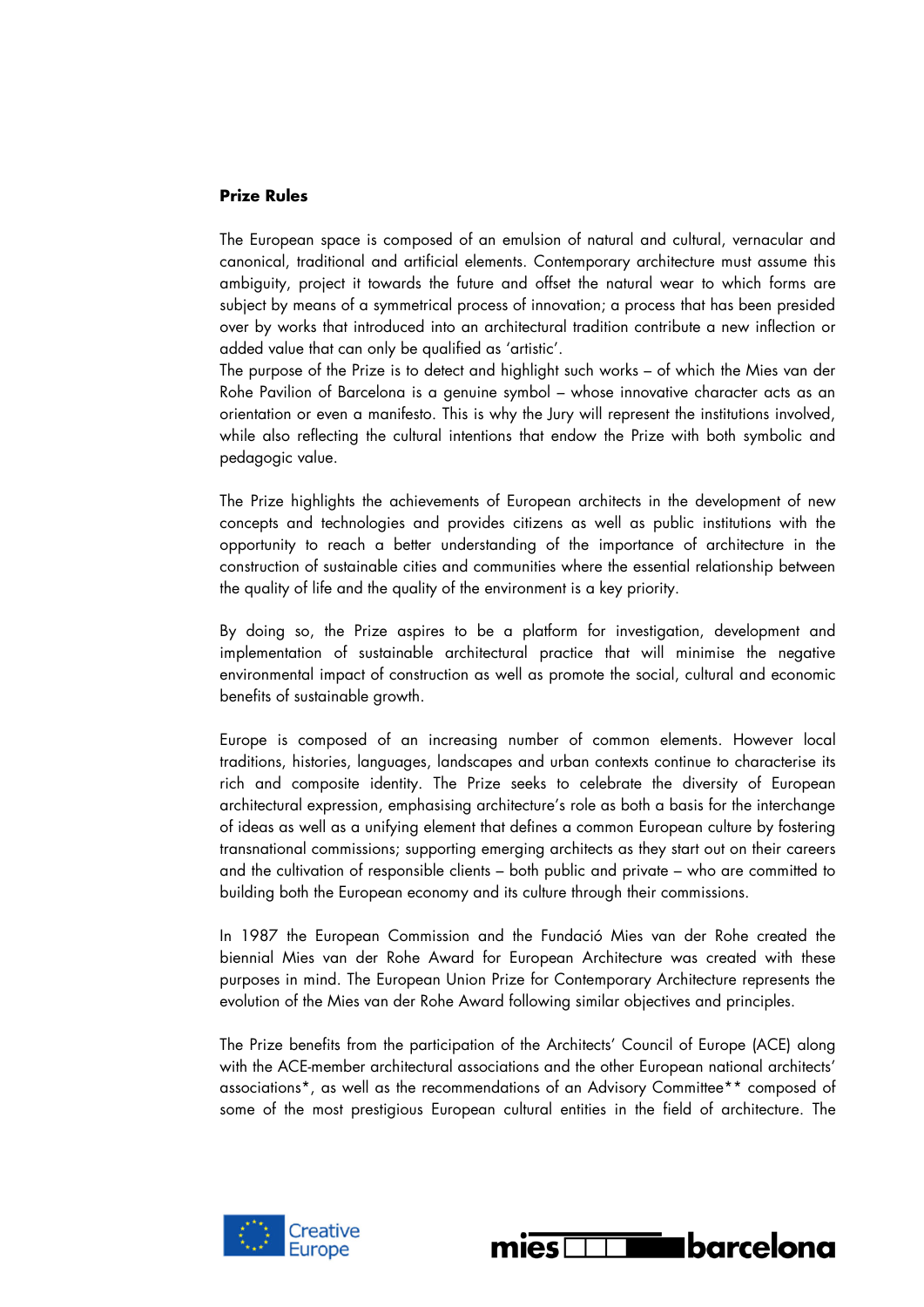**Prize Rules**

The European space is composed of an emulsion of natural and cultural, vernacular and canonical, traditional and artificial elements. Contemporary architecture must assume this ambiguity, project it towards the future and offset the natural wear to which forms are subject by means of a symmetrical process of innovation; a process that has been presided over by works that introduced into an architectural tradition contribute a new inflection or added value that can only be qualified as 'artistic'.
The purpose of the Prize is to detect and highlight such works – of which the Mies van der Rohe Pavilion of Barcelona is a genuine symbol – whose innovative character acts as an orientation or even a manifesto. This is why the Jury will represent the institutions involved, while also reflecting the cultural intentions that endow the Prize with both symbolic and pedagogic value.

The Prize highlights the achievements of European architects in the development of new concepts and technologies and provides citizens as well as public institutions with the opportunity to reach a better understanding of the importance of architecture in the construction of sustainable cities and communities where the essential relationship between the quality of life and the quality of the environment is a key priority.

By doing so, the Prize aspires to be a platform for investigation, development and implementation of sustainable architectural practice that will minimise the negative environmental impact of construction as well as promote the social, cultural and economic benefits of sustainable growth.

Europe is composed of an increasing number of common elements. However local traditions, histories, languages, landscapes and urban contexts continue to characterise its rich and composite identity. The Prize seeks to celebrate the diversity of European architectural expression, emphasising architecture's role as both a basis for the interchange of ideas as well as a unifying element that defines a common European culture by fostering transnational commissions; supporting emerging architects as they start out on their careers and the cultivation of responsible clients – both public and private – who are committed to building both the European economy and its culture through their commissions.

In 1987 the European Commission and the Fundació Mies van der Rohe created the biennial Mies van der Rohe Award for European Architecture was created with these purposes in mind. The European Union Prize for Contemporary Architecture represents the evolution of the Mies van der Rohe Award following similar objectives and principles.

The Prize benefits from the participation of the Architects' Council of Europe (ACE) along with the ACE-member architectural associations and the other European national architects' associations*, as well as the recommendations of an Advisory Committee** composed of some of the most prestigious European cultural entities in the field of architecture. The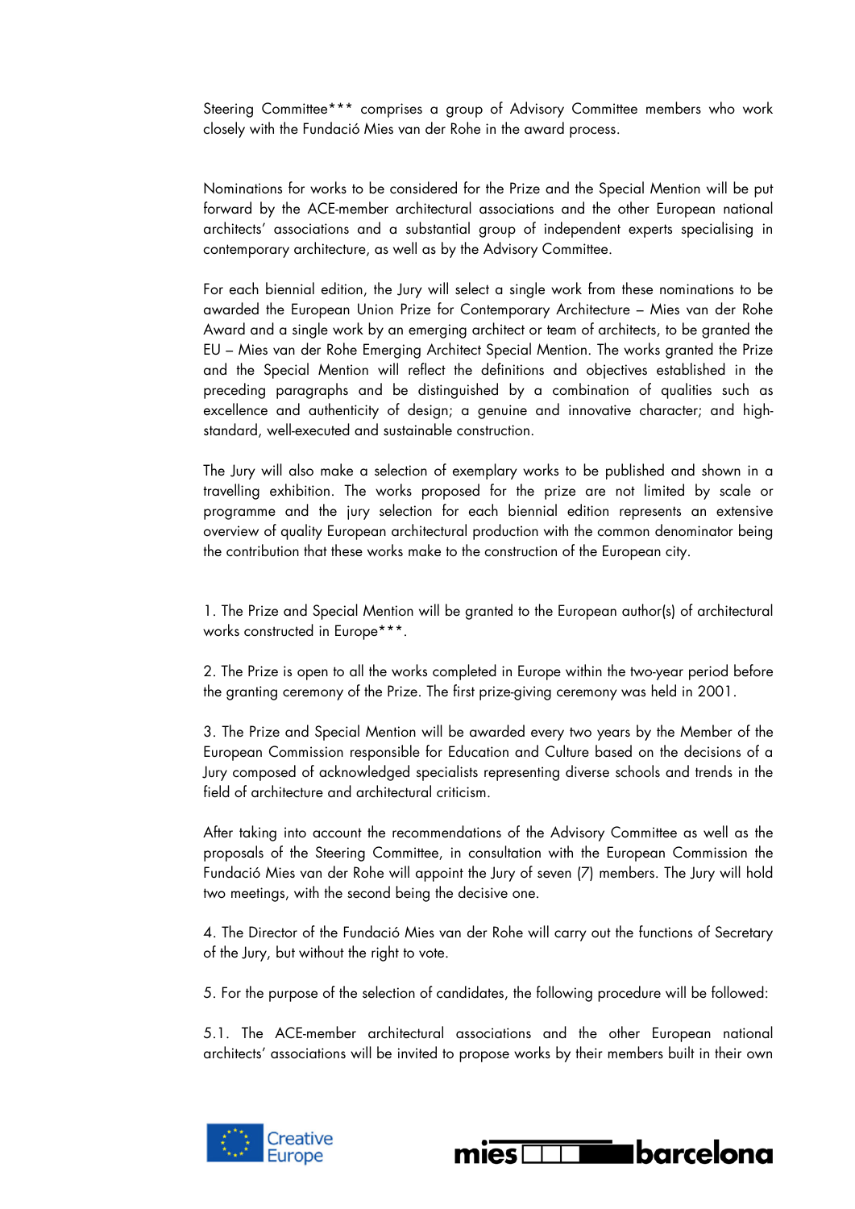Steering Committee*** comprises a group of Advisory Committee members who work closely with the Fundació Mies van der Rohe in the award process.

Nominations for works to be considered for the Prize and the Special Mention will be put forward by the ACE-member architectural associations and the other European national architects' associations and a substantial group of independent experts specialising in contemporary architecture, as well as by the Advisory Committee.

For each biennial edition, the Jury will select a single work from these nominations to be awarded the European Union Prize for Contemporary Architecture – Mies van der Rohe Award and a single work by an emerging architect or team of architects, to be granted the EU – Mies van der Rohe Emerging Architect Special Mention. The works granted the Prize and the Special Mention will reflect the definitions and objectives established in the preceding paragraphs and be distinguished by a combination of qualities such as excellence and authenticity of design; a genuine and innovative character; and high-standard, well-executed and sustainable construction.

The Jury will also make a selection of exemplary works to be published and shown in a travelling exhibition. The works proposed for the prize are not limited by scale or programme and the jury selection for each biennial edition represents an extensive overview of quality European architectural production with the common denominator being the contribution that these works make to the construction of the European city.

1. The Prize and Special Mention will be granted to the European author(s) of architectural works constructed in Europe***.

2. The Prize is open to all the works completed in Europe within the two-year period before the granting ceremony of the Prize. The first prize-giving ceremony was held in 2001.

3. The Prize and Special Mention will be awarded every two years by the Member of the European Commission responsible for Education and Culture based on the decisions of a Jury composed of acknowledged specialists representing diverse schools and trends in the field of architecture and architectural criticism.

After taking into account the recommendations of the Advisory Committee as well as the proposals of the Steering Committee, in consultation with the European Commission the Fundació Mies van der Rohe will appoint the Jury of seven (7) members. The Jury will hold two meetings, with the second being the decisive one.

4. The Director of the Fundació Mies van der Rohe will carry out the functions of Secretary of the Jury, but without the right to vote.

5. For the purpose of the selection of candidates, the following procedure will be followed:

5.1. The ACE-member architectural associations and the other European national architects' associations will be invited to propose works by their members built in their own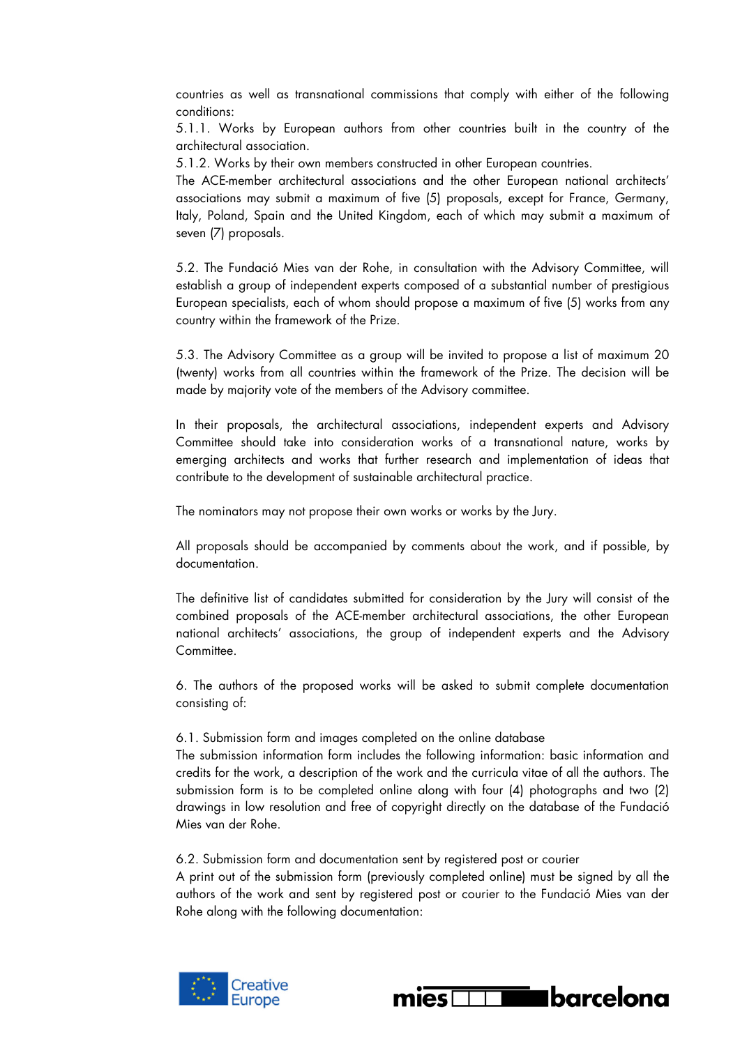countries as well as transnational commissions that comply with either of the following conditions:

5.1.1. Works by European authors from other countries built in the country of the architectural association.

5.1.2. Works by their own members constructed in other European countries.

The ACE-member architectural associations and the other European national architects' associations may submit a maximum of five (5) proposals, except for France, Germany, Italy, Poland, Spain and the United Kingdom, each of which may submit a maximum of seven (7) proposals.

5.2. The Fundació Mies van der Rohe, in consultation with the Advisory Committee, will establish a group of independent experts composed of a substantial number of prestigious European specialists, each of whom should propose a maximum of five (5) works from any country within the framework of the Prize.

5.3. The Advisory Committee as a group will be invited to propose a list of maximum 20 (twenty) works from all countries within the framework of the Prize. The decision will be made by majority vote of the members of the Advisory committee.

In their proposals, the architectural associations, independent experts and Advisory Committee should take into consideration works of a transnational nature, works by emerging architects and works that further research and implementation of ideas that contribute to the development of sustainable architectural practice.

The nominators may not propose their own works or works by the Jury.

All proposals should be accompanied by comments about the work, and if possible, by documentation.

The definitive list of candidates submitted for consideration by the Jury will consist of the combined proposals of the ACE-member architectural associations, the other European national architects' associations, the group of independent experts and the Advisory Committee.

6. The authors of the proposed works will be asked to submit complete documentation consisting of:

6.1. Submission form and images completed on the online database

The submission information form includes the following information: basic information and credits for the work, a description of the work and the curricula vitae of all the authors. The submission form is to be completed online along with four (4) photographs and two (2) drawings in low resolution and free of copyright directly on the database of the Fundació Mies van der Rohe.

6.2. Submission form and documentation sent by registered post or courier

A print out of the submission form (previously completed online) must be signed by all the authors of the work and sent by registered post or courier to the Fundació Mies van der Rohe along with the following documentation: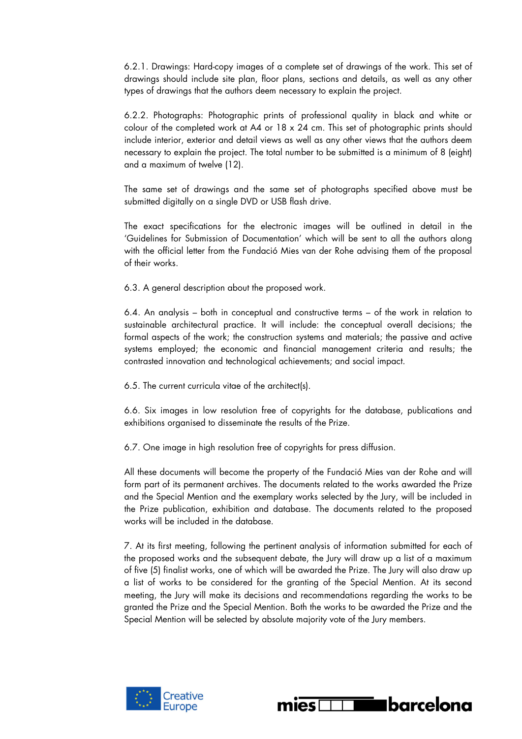6.2.1. Drawings: Hard-copy images of a complete set of drawings of the work. This set of drawings should include site plan, floor plans, sections and details, as well as any other types of drawings that the authors deem necessary to explain the project.

6.2.2. Photographs: Photographic prints of professional quality in black and white or colour of the completed work at A4 or 18 x 24 cm. This set of photographic prints should include interior, exterior and detail views as well as any other views that the authors deem necessary to explain the project. The total number to be submitted is a minimum of 8 (eight) and a maximum of twelve (12).

The same set of drawings and the same set of photographs specified above must be submitted digitally on a single DVD or USB flash drive.

The exact specifications for the electronic images will be outlined in detail in the 'Guidelines for Submission of Documentation' which will be sent to all the authors along with the official letter from the Fundació Mies van der Rohe advising them of the proposal of their works.

6.3. A general description about the proposed work.

6.4. An analysis – both in conceptual and constructive terms – of the work in relation to sustainable architectural practice. It will include: the conceptual overall decisions; the formal aspects of the work; the construction systems and materials; the passive and active systems employed; the economic and financial management criteria and results; the contrasted innovation and technological achievements; and social impact.

6.5. The current curricula vitae of the architect(s).

6.6. Six images in low resolution free of copyrights for the database, publications and exhibitions organised to disseminate the results of the Prize.

6.7. One image in high resolution free of copyrights for press diffusion.

All these documents will become the property of the Fundació Mies van der Rohe and will form part of its permanent archives. The documents related to the works awarded the Prize and the Special Mention and the exemplary works selected by the Jury, will be included in the Prize publication, exhibition and database. The documents related to the proposed works will be included in the database.

7. At its first meeting, following the pertinent analysis of information submitted for each of the proposed works and the subsequent debate, the Jury will draw up a list of a maximum of five (5) finalist works, one of which will be awarded the Prize. The Jury will also draw up a list of works to be considered for the granting of the Special Mention. At its second meeting, the Jury will make its decisions and recommendations regarding the works to be granted the Prize and the Special Mention. Both the works to be awarded the Prize and the Special Mention will be selected by absolute majority vote of the Jury members.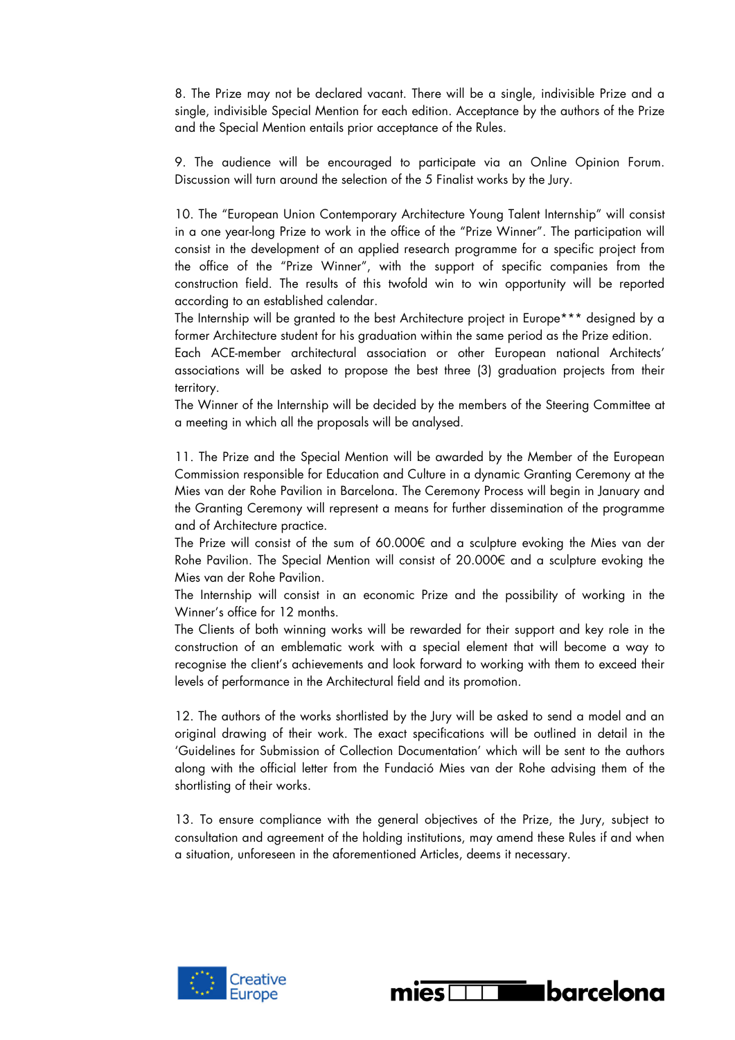8. The Prize may not be declared vacant. There will be a single, indivisible Prize and a single, indivisible Special Mention for each edition. Acceptance by the authors of the Prize and the Special Mention entails prior acceptance of the Rules.

9. The audience will be encouraged to participate via an Online Opinion Forum. Discussion will turn around the selection of the 5 Finalist works by the Jury.

10. The "European Union Contemporary Architecture Young Talent Internship" will consist in a one year-long Prize to work in the office of the "Prize Winner". The participation will consist in the development of an applied research programme for a specific project from the office of the "Prize Winner", with the support of specific companies from the construction field. The results of this twofold win to win opportunity will be reported according to an established calendar.
The Internship will be granted to the best Architecture project in Europe*** designed by a former Architecture student for his graduation within the same period as the Prize edition.
Each ACE-member architectural association or other European national Architects' associations will be asked to propose the best three (3) graduation projects from their territory.
The Winner of the Internship will be decided by the members of the Steering Committee at a meeting in which all the proposals will be analysed.

11. The Prize and the Special Mention will be awarded by the Member of the European Commission responsible for Education and Culture in a dynamic Granting Ceremony at the Mies van der Rohe Pavilion in Barcelona. The Ceremony Process will begin in January and the Granting Ceremony will represent a means for further dissemination of the programme and of Architecture practice.
The Prize will consist of the sum of 60.000€ and a sculpture evoking the Mies van der Rohe Pavilion. The Special Mention will consist of 20.000€ and a sculpture evoking the Mies van der Rohe Pavilion.
The Internship will consist in an economic Prize and the possibility of working in the Winner's office for 12 months.
The Clients of both winning works will be rewarded for their support and key role in the construction of an emblematic work with a special element that will become a way to recognise the client's achievements and look forward to working with them to exceed their levels of performance in the Architectural field and its promotion.

12. The authors of the works shortlisted by the Jury will be asked to send a model and an original drawing of their work. The exact specifications will be outlined in detail in the 'Guidelines for Submission of Collection Documentation' which will be sent to the authors along with the official letter from the Fundació Mies van der Rohe advising them of the shortlisting of their works.

13. To ensure compliance with the general objectives of the Prize, the Jury, subject to consultation and agreement of the holding institutions, may amend these Rules if and when a situation, unforeseen in the aforementioned Articles, deems it necessary.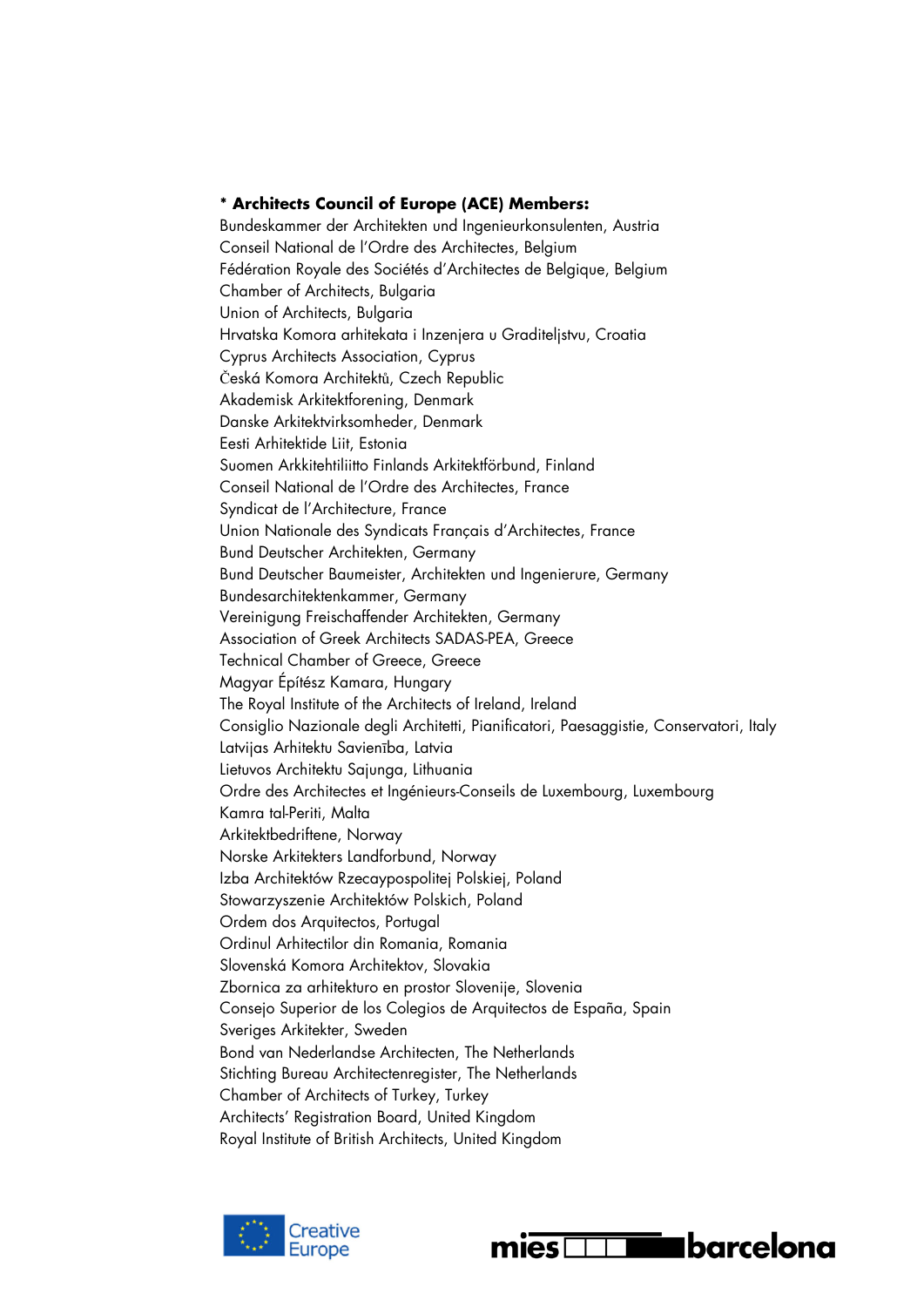**\* Architects Council of Europe (ACE) Members:**

Bundeskammer der Architekten und Ingenieurkonsulenten, Austria
Conseil National de l'Ordre des Architectes, Belgium
Fédération Royale des Sociétés d'Architectes de Belgique, Belgium
Chamber of Architects, Bulgaria
Union of Architects, Bulgaria
Hrvatska Komora arhitekata i Inzenjera u Graditeljstvu, Croatia
Cyprus Architects Association, Cyprus
Česká Komora Architektů, Czech Republic
Akademisk Arkitektforening, Denmark
Danske Arkitektvirksomheder, Denmark
Eesti Arhitektide Liit, Estonia
Suomen Arkkitehtiliitto Finlands Arkitektförbund, Finland
Conseil National de l'Ordre des Architectes, France
Syndicat de l'Architecture, France
Union Nationale des Syndicats Français d'Architectes, France
Bund Deutscher Architekten, Germany
Bund Deutscher Baumeister, Architekten und Ingenierure, Germany
Bundesarchitektenkammer, Germany
Vereinigung Freischaffender Architekten, Germany
Association of Greek Architects SADAS-PEA, Greece
Technical Chamber of Greece, Greece
Magyar Építész Kamara, Hungary
The Royal Institute of the Architects of Ireland, Ireland
Consiglio Nazionale degli Architetti, Pianificatori, Paesaggistie, Conservatori, Italy
Latvijas Arhitektu Savienība, Latvia
Lietuvos Architektu Sajunga, Lithuania
Ordre des Architectes et Ingénieurs-Conseils de Luxembourg, Luxembourg
Kamra tal-Periti, Malta
Arkitektbedriftene, Norway
Norske Arkitekters Landforbund, Norway
Izba Architektów Rzecaypospolitej Polskiej, Poland
Stowarzyszenie Architektów Polskich, Poland
Ordem dos Arquitectos, Portugal
Ordinul Arhitectilor din Romania, Romania
Slovenská Komora Architektov, Slovakia
Zbornica za arhitekturo en prostor Slovenije, Slovenia
Consejo Superior de los Colegios de Arquitectos de España, Spain
Sveriges Arkitekter, Sweden
Bond van Nederlandse Architecten, The Netherlands
Stichting Bureau Architectenregister, The Netherlands
Chamber of Architects of Turkey, Turkey
Architects' Registration Board, United Kingdom
Royal Institute of British Architects, United Kingdom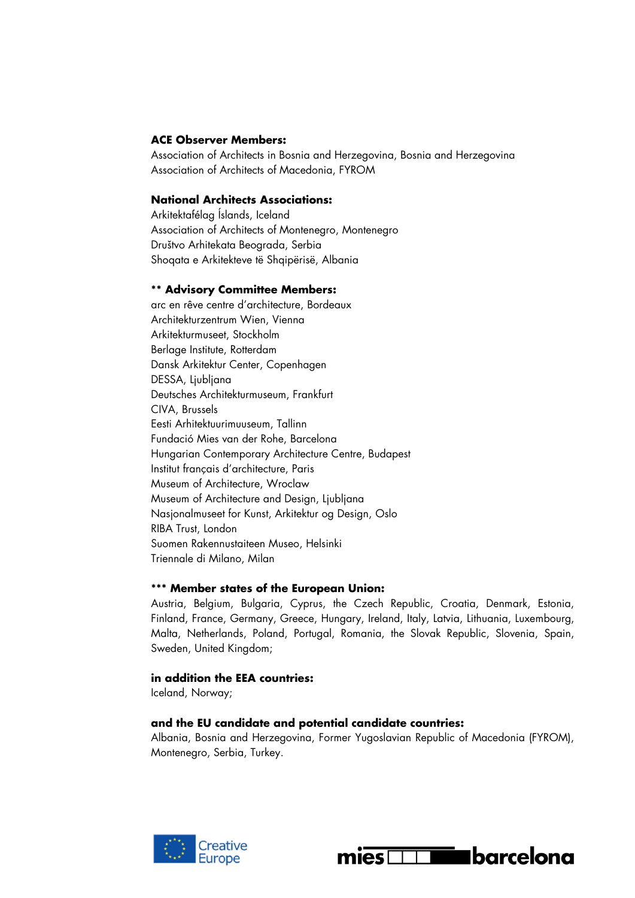**ACE Observer Members:**
Association of Architects in Bosnia and Herzegovina, Bosnia and Herzegovina
Association of Architects of Macedonia, FYROM

**National Architects Associations:**
Arkitektafélag Íslands, Iceland
Association of Architects of Montenegro, Montenegro
Društvo Arhitekata Beograda, Serbia
Shoqata e Arkitekteve të Shqipërisë, Albania

**\*\* Advisory Committee Members:**
arc en rêve centre d'architecture, Bordeaux
Architekturzentrum Wien, Vienna
Arkitekturmuseet, Stockholm
Berlage Institute, Rotterdam
Dansk Arkitektur Center, Copenhagen
DESSA, Ljubljana
Deutsches Architekturmuseum, Frankfurt
CIVA, Brussels
Eesti Arhitektuurimuuseum, Tallinn
Fundació Mies van der Rohe, Barcelona
Hungarian Contemporary Architecture Centre, Budapest
Institut français d'architecture, Paris
Museum of Architecture, Wroclaw
Museum of Architecture and Design, Ljubljana
Nasjonalmuseet for Kunst, Arkitektur og Design, Oslo
RIBA Trust, London
Suomen Rakennustaiteen Museo, Helsinki
Triennale di Milano, Milan

**\*\*\* Member states of the European Union:**
Austria, Belgium, Bulgaria, Cyprus, the Czech Republic, Croatia, Denmark, Estonia, Finland, France, Germany, Greece, Hungary, Ireland, Italy, Latvia, Lithuania, Luxembourg, Malta, Netherlands, Poland, Portugal, Romania, the Slovak Republic, Slovenia, Spain, Sweden, United Kingdom;

**in addition the EEA countries:**
Iceland, Norway;

**and the EU candidate and potential candidate countries:**
Albania, Bosnia and Herzegovina, Former Yugoslavian Republic of Macedonia (FYROM), Montenegro, Serbia, Turkey.

Creative Europe

mies barcelona